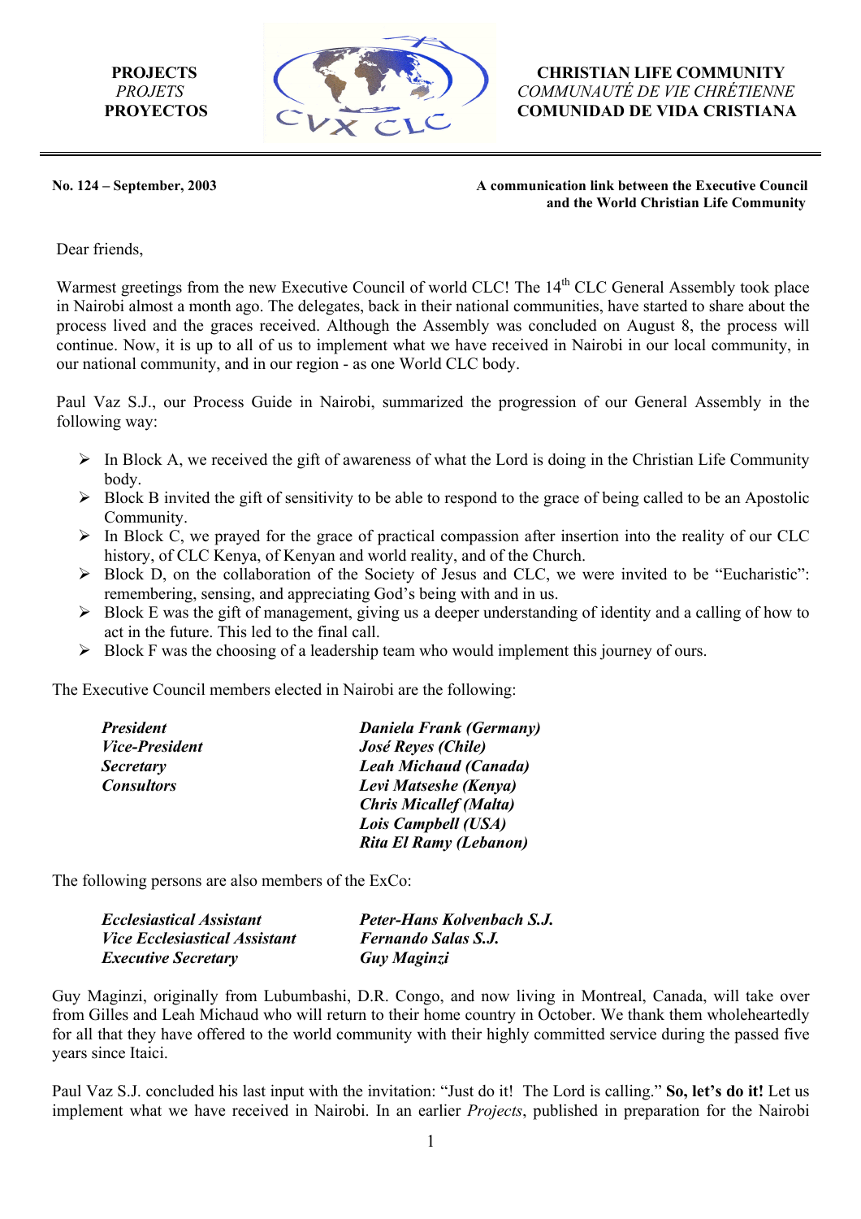**PROJECTS**
*PROJETS*
**PROYECTOS**

**CHRISTIAN LIFE COMMUNITY**
*COMMUNAUTÉ DE VIE CHRÉTIENNE*
**COMUNIDAD DE VIDA CRISTIANA**

**No. 124 – September, 2003**

**A communication link between the Executive Council and the World Christian Life Community**

Dear friends,

Warmest greetings from the new Executive Council of world CLC! The 14th CLC General Assembly took place in Nairobi almost a month ago. The delegates, back in their national communities, have started to share about the process lived and the graces received. Although the Assembly was concluded on August 8, the process will continue. Now, it is up to all of us to implement what we have received in Nairobi in our local community, in our national community, and in our region - as one World CLC body.

Paul Vaz S.J., our Process Guide in Nairobi, summarized the progression of our General Assembly in the following way:

- In Block A, we received the gift of awareness of what the Lord is doing in the Christian Life Community body.
- Block B invited the gift of sensitivity to be able to respond to the grace of being called to be an Apostolic Community.
- In Block C, we prayed for the grace of practical compassion after insertion into the reality of our CLC history, of CLC Kenya, of Kenyan and world reality, and of the Church.
- Block D, on the collaboration of the Society of Jesus and CLC, we were invited to be "Eucharistic": remembering, sensing, and appreciating God's being with and in us.
- Block E was the gift of management, giving us a deeper understanding of identity and a calling of how to act in the future. This led to the final call.
- Block F was the choosing of a leadership team who would implement this journey of ours.

The Executive Council members elected in Nairobi are the following:

| | |
|---|---|
| ***President*** | ***Daniela Frank (Germany)*** |
| ***Vice-President*** | ***José Reyes (Chile)*** |
| ***Secretary*** | ***Leah Michaud (Canada)*** |
| ***Consultors*** | ***Levi Matseshe (Kenya)*** |
| | ***Chris Micallef (Malta)*** |
| | ***Lois Campbell (USA)*** |
| | ***Rita El Ramy (Lebanon)*** |

The following persons are also members of the ExCo:

| | |
|---|---|
| ***Ecclesiastical Assistant*** | ***Peter-Hans Kolvenbach S.J.*** |
| ***Vice Ecclesiastical Assistant*** | ***Fernando Salas S.J.*** |
| ***Executive Secretary*** | ***Guy Maginzi*** |

Guy Maginzi, originally from Lubumbashi, D.R. Congo, and now living in Montreal, Canada, will take over from Gilles and Leah Michaud who will return to their home country in October. We thank them wholeheartedly for all that they have offered to the world community with their highly committed service during the passed five years since Itaici.

Paul Vaz S.J. concluded his last input with the invitation: "Just do it! The Lord is calling." **So, let's do it!** Let us implement what we have received in Nairobi. In an earlier *Projects*, published in preparation for the Nairobi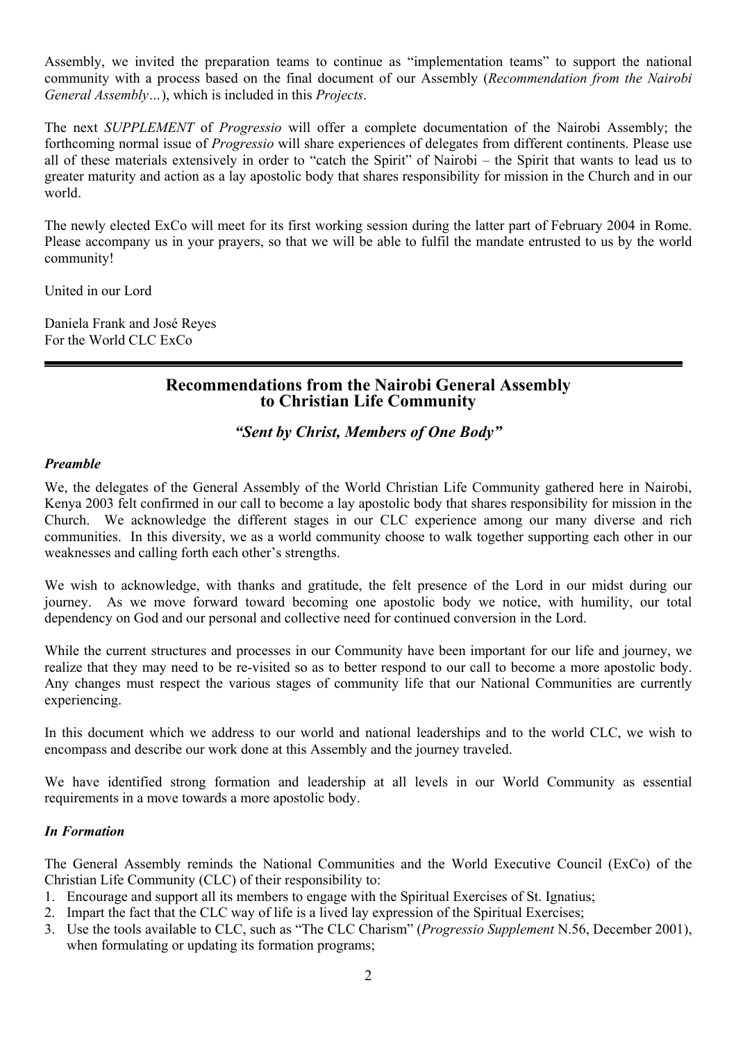Assembly, we invited the preparation teams to continue as "implementation teams" to support the national community with a process based on the final document of our Assembly (*Recommendation from the Nairobi General Assembly…*), which is included in this *Projects*.

The next *SUPPLEMENT* of *Progressio* will offer a complete documentation of the Nairobi Assembly; the forthcoming normal issue of *Progressio* will share experiences of delegates from different continents. Please use all of these materials extensively in order to "catch the Spirit" of Nairobi – the Spirit that wants to lead us to greater maturity and action as a lay apostolic body that shares responsibility for mission in the Church and in our world.

The newly elected ExCo will meet for its first working session during the latter part of February 2004 in Rome. Please accompany us in your prayers, so that we will be able to fulfil the mandate entrusted to us by the world community!

United in our Lord

Daniela Frank and José Reyes
For the World CLC ExCo

---

## Recommendations from the Nairobi General Assembly to Christian Life Community

### *"Sent by Christ, Members of One Body"*

#### *Preamble*

We, the delegates of the General Assembly of the World Christian Life Community gathered here in Nairobi, Kenya 2003 felt confirmed in our call to become a lay apostolic body that shares responsibility for mission in the Church. We acknowledge the different stages in our CLC experience among our many diverse and rich communities. In this diversity, we as a world community choose to walk together supporting each other in our weaknesses and calling forth each other's strengths.

We wish to acknowledge, with thanks and gratitude, the felt presence of the Lord in our midst during our journey. As we move forward toward becoming one apostolic body we notice, with humility, our total dependency on God and our personal and collective need for continued conversion in the Lord.

While the current structures and processes in our Community have been important for our life and journey, we realize that they may need to be re-visited so as to better respond to our call to become a more apostolic body. Any changes must respect the various stages of community life that our National Communities are currently experiencing.

In this document which we address to our world and national leaderships and to the world CLC, we wish to encompass and describe our work done at this Assembly and the journey traveled.

We have identified strong formation and leadership at all levels in our World Community as essential requirements in a move towards a more apostolic body.

#### *In Formation*

The General Assembly reminds the National Communities and the World Executive Council (ExCo) of the Christian Life Community (CLC) of their responsibility to:

1. Encourage and support all its members to engage with the Spiritual Exercises of St. Ignatius;
2. Impart the fact that the CLC way of life is a lived lay expression of the Spiritual Exercises;
3. Use the tools available to CLC, such as "The CLC Charism" (*Progressio Supplement* N.56, December 2001), when formulating or updating its formation programs;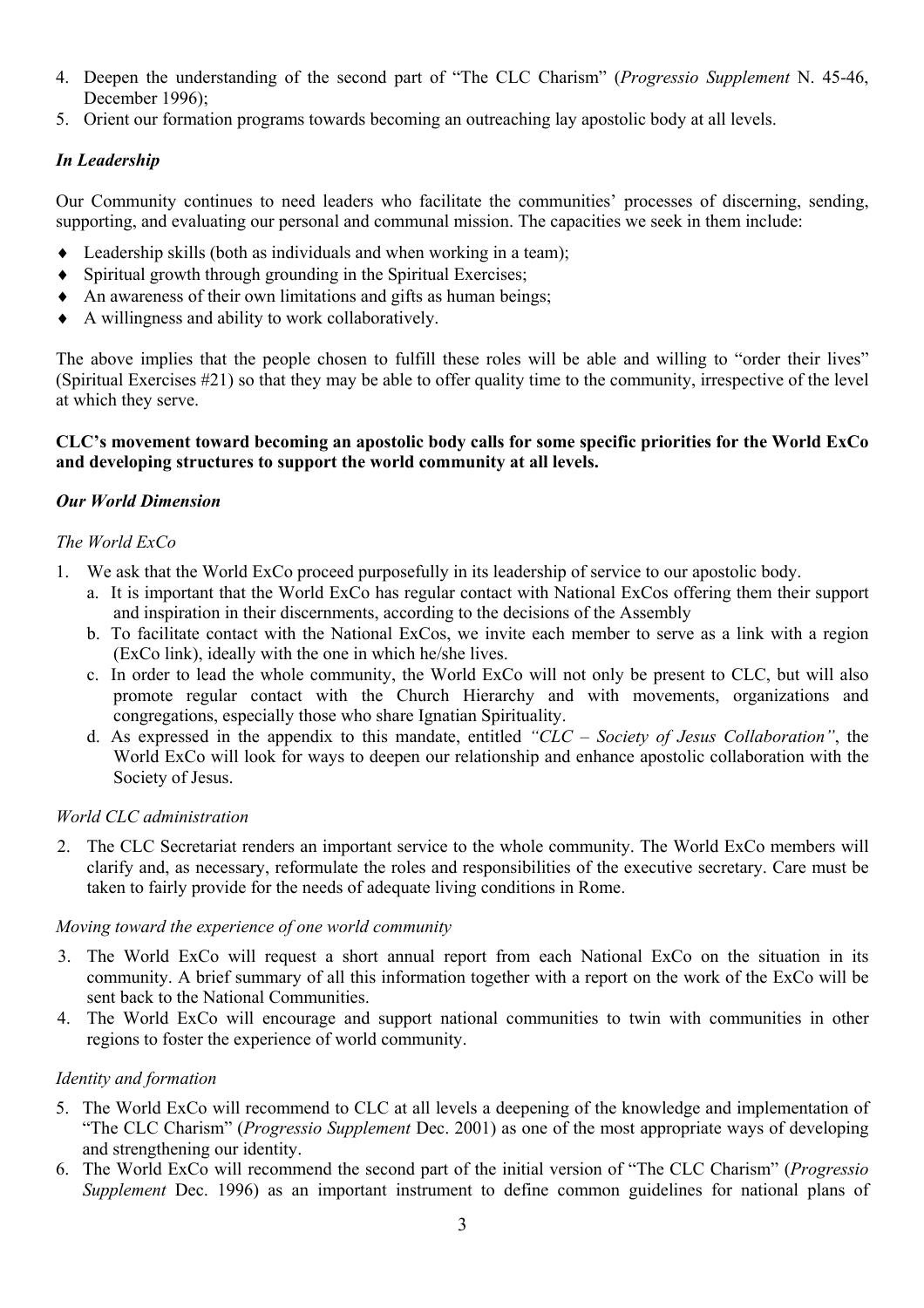4. Deepen the understanding of the second part of "The CLC Charism" (*Progressio Supplement* N. 45-46, December 1996);
5. Orient our formation programs towards becoming an outreaching lay apostolic body at all levels.

### *In Leadership*

Our Community continues to need leaders who facilitate the communities' processes of discerning, sending, supporting, and evaluating our personal and communal mission. The capacities we seek in them include:

- Leadership skills (both as individuals and when working in a team);
- Spiritual growth through grounding in the Spiritual Exercises;
- An awareness of their own limitations and gifts as human beings;
- A willingness and ability to work collaboratively.

The above implies that the people chosen to fulfill these roles will be able and willing to "order their lives" (Spiritual Exercises #21) so that they may be able to offer quality time to the community, irrespective of the level at which they serve.

**CLC's movement toward becoming an apostolic body calls for some specific priorities for the World ExCo and developing structures to support the world community at all levels.**

### *Our World Dimension*

*The World ExCo*

1. We ask that the World ExCo proceed purposefully in its leadership of service to our apostolic body.
   a. It is important that the World ExCo has regular contact with National ExCos offering them their support and inspiration in their discernments, according to the decisions of the Assembly
   b. To facilitate contact with the National ExCos, we invite each member to serve as a link with a region (ExCo link), ideally with the one in which he/she lives.
   c. In order to lead the whole community, the World ExCo will not only be present to CLC, but will also promote regular contact with the Church Hierarchy and with movements, organizations and congregations, especially those who share Ignatian Spirituality.
   d. As expressed in the appendix to this mandate, entitled *"CLC – Society of Jesus Collaboration"*, the World ExCo will look for ways to deepen our relationship and enhance apostolic collaboration with the Society of Jesus.

*World CLC administration*

2. The CLC Secretariat renders an important service to the whole community. The World ExCo members will clarify and, as necessary, reformulate the roles and responsibilities of the executive secretary. Care must be taken to fairly provide for the needs of adequate living conditions in Rome.

*Moving toward the experience of one world community*

3. The World ExCo will request a short annual report from each National ExCo on the situation in its community. A brief summary of all this information together with a report on the work of the ExCo will be sent back to the National Communities.
4. The World ExCo will encourage and support national communities to twin with communities in other regions to foster the experience of world community.

*Identity and formation*

5. The World ExCo will recommend to CLC at all levels a deepening of the knowledge and implementation of "The CLC Charism" (*Progressio Supplement* Dec. 2001) as one of the most appropriate ways of developing and strengthening our identity.
6. The World ExCo will recommend the second part of the initial version of "The CLC Charism" (*Progressio Supplement* Dec. 1996) as an important instrument to define common guidelines for national plans of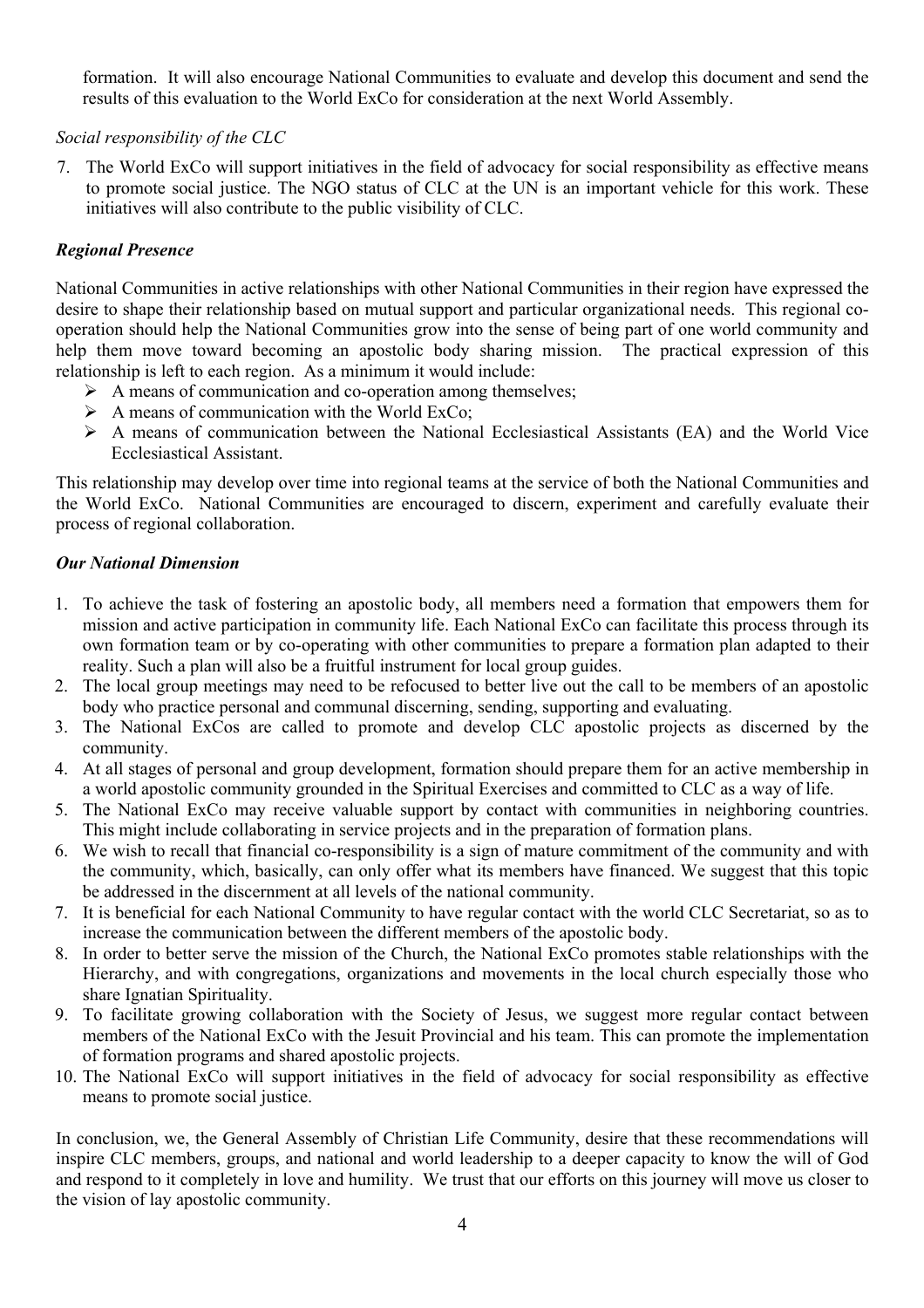formation. It will also encourage National Communities to evaluate and develop this document and send the results of this evaluation to the World ExCo for consideration at the next World Assembly.

*Social responsibility of the CLC*

7. The World ExCo will support initiatives in the field of advocacy for social responsibility as effective means to promote social justice. The NGO status of CLC at the UN is an important vehicle for this work. These initiatives will also contribute to the public visibility of CLC.

***Regional Presence***

National Communities in active relationships with other National Communities in their region have expressed the desire to shape their relationship based on mutual support and particular organizational needs. This regional co-operation should help the National Communities grow into the sense of being part of one world community and help them move toward becoming an apostolic body sharing mission. The practical expression of this relationship is left to each region. As a minimum it would include:

- A means of communication and co-operation among themselves;
- A means of communication with the World ExCo;
- A means of communication between the National Ecclesiastical Assistants (EA) and the World Vice Ecclesiastical Assistant.

This relationship may develop over time into regional teams at the service of both the National Communities and the World ExCo. National Communities are encouraged to discern, experiment and carefully evaluate their process of regional collaboration.

***Our National Dimension***

1. To achieve the task of fostering an apostolic body, all members need a formation that empowers them for mission and active participation in community life. Each National ExCo can facilitate this process through its own formation team or by co-operating with other communities to prepare a formation plan adapted to their reality. Such a plan will also be a fruitful instrument for local group guides.
2. The local group meetings may need to be refocused to better live out the call to be members of an apostolic body who practice personal and communal discerning, sending, supporting and evaluating.
3. The National ExCos are called to promote and develop CLC apostolic projects as discerned by the community.
4. At all stages of personal and group development, formation should prepare them for an active membership in a world apostolic community grounded in the Spiritual Exercises and committed to CLC as a way of life.
5. The National ExCo may receive valuable support by contact with communities in neighboring countries. This might include collaborating in service projects and in the preparation of formation plans.
6. We wish to recall that financial co-responsibility is a sign of mature commitment of the community and with the community, which, basically, can only offer what its members have financed. We suggest that this topic be addressed in the discernment at all levels of the national community.
7. It is beneficial for each National Community to have regular contact with the world CLC Secretariat, so as to increase the communication between the different members of the apostolic body.
8. In order to better serve the mission of the Church, the National ExCo promotes stable relationships with the Hierarchy, and with congregations, organizations and movements in the local church especially those who share Ignatian Spirituality.
9. To facilitate growing collaboration with the Society of Jesus, we suggest more regular contact between members of the National ExCo with the Jesuit Provincial and his team. This can promote the implementation of formation programs and shared apostolic projects.
10. The National ExCo will support initiatives in the field of advocacy for social responsibility as effective means to promote social justice.

In conclusion, we, the General Assembly of Christian Life Community, desire that these recommendations will inspire CLC members, groups, and national and world leadership to a deeper capacity to know the will of God and respond to it completely in love and humility. We trust that our efforts on this journey will move us closer to the vision of lay apostolic community.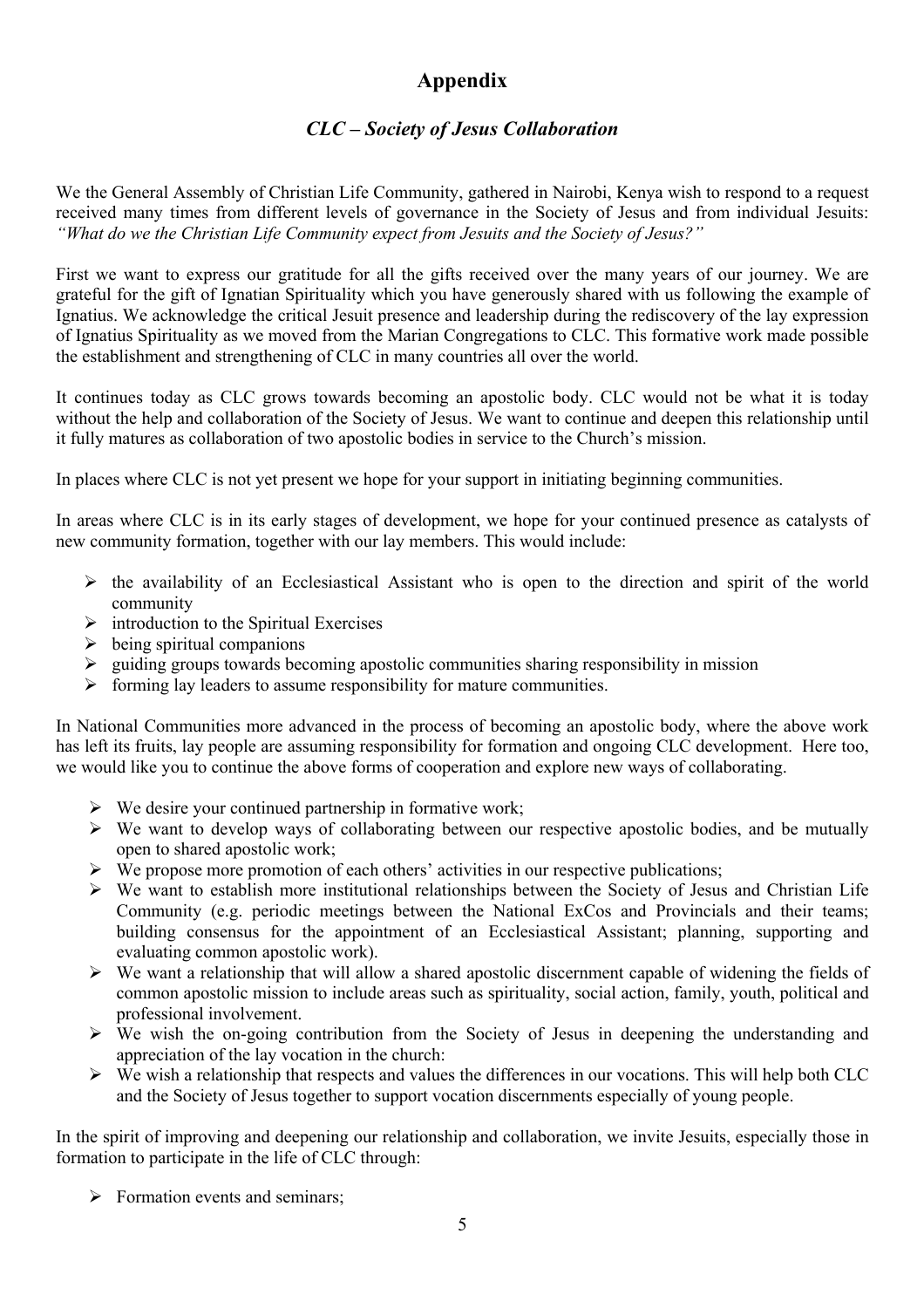# Appendix

## *CLC – Society of Jesus Collaboration*

We the General Assembly of Christian Life Community, gathered in Nairobi, Kenya wish to respond to a request received many times from different levels of governance in the Society of Jesus and from individual Jesuits: *"What do we the Christian Life Community expect from Jesuits and the Society of Jesus?"*

First we want to express our gratitude for all the gifts received over the many years of our journey. We are grateful for the gift of Ignatian Spirituality which you have generously shared with us following the example of Ignatius. We acknowledge the critical Jesuit presence and leadership during the rediscovery of the lay expression of Ignatius Spirituality as we moved from the Marian Congregations to CLC. This formative work made possible the establishment and strengthening of CLC in many countries all over the world.

It continues today as CLC grows towards becoming an apostolic body. CLC would not be what it is today without the help and collaboration of the Society of Jesus. We want to continue and deepen this relationship until it fully matures as collaboration of two apostolic bodies in service to the Church's mission.

In places where CLC is not yet present we hope for your support in initiating beginning communities.

In areas where CLC is in its early stages of development, we hope for your continued presence as catalysts of new community formation, together with our lay members. This would include:

- the availability of an Ecclesiastical Assistant who is open to the direction and spirit of the world community
- introduction to the Spiritual Exercises
- being spiritual companions
- guiding groups towards becoming apostolic communities sharing responsibility in mission
- forming lay leaders to assume responsibility for mature communities.

In National Communities more advanced in the process of becoming an apostolic body, where the above work has left its fruits, lay people are assuming responsibility for formation and ongoing CLC development. Here too, we would like you to continue the above forms of cooperation and explore new ways of collaborating.

- We desire your continued partnership in formative work;
- We want to develop ways of collaborating between our respective apostolic bodies, and be mutually open to shared apostolic work;
- We propose more promotion of each others' activities in our respective publications;
- We want to establish more institutional relationships between the Society of Jesus and Christian Life Community (e.g. periodic meetings between the National ExCos and Provincials and their teams; building consensus for the appointment of an Ecclesiastical Assistant; planning, supporting and evaluating common apostolic work).
- We want a relationship that will allow a shared apostolic discernment capable of widening the fields of common apostolic mission to include areas such as spirituality, social action, family, youth, political and professional involvement.
- We wish the on-going contribution from the Society of Jesus in deepening the understanding and appreciation of the lay vocation in the church:
- We wish a relationship that respects and values the differences in our vocations. This will help both CLC and the Society of Jesus together to support vocation discernments especially of young people.

In the spirit of improving and deepening our relationship and collaboration, we invite Jesuits, especially those in formation to participate in the life of CLC through:

- Formation events and seminars;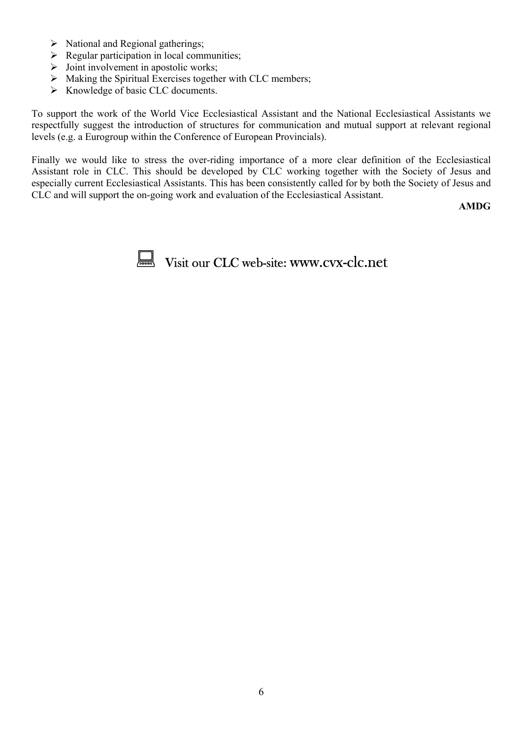- National and Regional gatherings;
- Regular participation in local communities;
- Joint involvement in apostolic works;
- Making the Spiritual Exercises together with CLC members;
- Knowledge of basic CLC documents.

To support the work of the World Vice Ecclesiastical Assistant and the National Ecclesiastical Assistants we respectfully suggest the introduction of structures for communication and mutual support at relevant regional levels (e.g. a Eurogroup within the Conference of European Provincials).

Finally we would like to stress the over-riding importance of a more clear definition of the Ecclesiastical Assistant role in CLC. This should be developed by CLC working together with the Society of Jesus and especially current Ecclesiastical Assistants. This has been consistently called for by both the Society of Jesus and CLC and will support the on-going work and evaluation of the Ecclesiastical Assistant.

**AMDG**

Visit our CLC web-site: www.cvx-clc.net